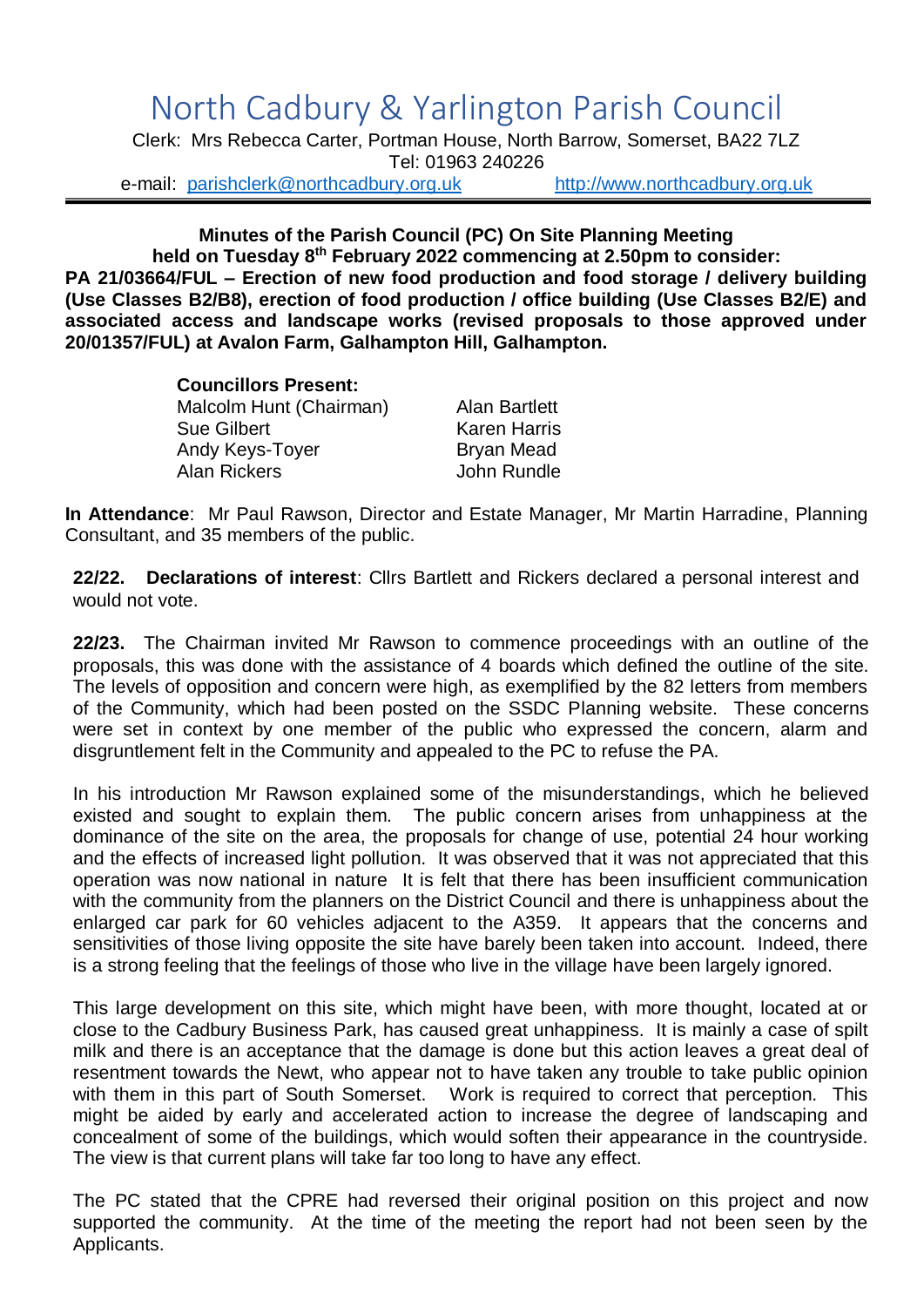# North Cadbury & Yarlington Parish Council

Clerk: Mrs Rebecca Carter, Portman House, North Barrow, Somerset, BA22 7LZ
Tel: 01963 240226
e-mail: parishclerk@northcadbury.org.uk http://www.northcadbury.org.uk

**Minutes of the Parish Council (PC) On Site Planning Meeting held on Tuesday 8th February 2022 commencing at 2.50pm to consider: PA 21/03664/FUL – Erection of new food production and food storage / delivery building (Use Classes B2/B8), erection of food production / office building (Use Classes B2/E) and associated access and landscape works (revised proposals to those approved under 20/01357/FUL) at Avalon Farm, Galhampton Hill, Galhampton.**

**Councillors Present:**

| | |
|---|---|
| Malcolm Hunt (Chairman) | Alan Bartlett |
| Sue Gilbert | Karen Harris |
| Andy Keys-Toyer | Bryan Mead |
| Alan Rickers | John Rundle |

**In Attendance**: Mr Paul Rawson, Director and Estate Manager, Mr Martin Harradine, Planning Consultant, and 35 members of the public.

**22/22. Declarations of interest**: Cllrs Bartlett and Rickers declared a personal interest and would not vote.

**22/23.** The Chairman invited Mr Rawson to commence proceedings with an outline of the proposals, this was done with the assistance of 4 boards which defined the outline of the site. The levels of opposition and concern were high, as exemplified by the 82 letters from members of the Community, which had been posted on the SSDC Planning website. These concerns were set in context by one member of the public who expressed the concern, alarm and disgruntlement felt in the Community and appealed to the PC to refuse the PA.

In his introduction Mr Rawson explained some of the misunderstandings, which he believed existed and sought to explain them. The public concern arises from unhappiness at the dominance of the site on the area, the proposals for change of use, potential 24 hour working and the effects of increased light pollution. It was observed that it was not appreciated that this operation was now national in nature It is felt that there has been insufficient communication with the community from the planners on the District Council and there is unhappiness about the enlarged car park for 60 vehicles adjacent to the A359. It appears that the concerns and sensitivities of those living opposite the site have barely been taken into account. Indeed, there is a strong feeling that the feelings of those who live in the village have been largely ignored.

This large development on this site, which might have been, with more thought, located at or close to the Cadbury Business Park, has caused great unhappiness. It is mainly a case of spilt milk and there is an acceptance that the damage is done but this action leaves a great deal of resentment towards the Newt, who appear not to have taken any trouble to take public opinion with them in this part of South Somerset. Work is required to correct that perception. This might be aided by early and accelerated action to increase the degree of landscaping and concealment of some of the buildings, which would soften their appearance in the countryside. The view is that current plans will take far too long to have any effect.

The PC stated that the CPRE had reversed their original position on this project and now supported the community. At the time of the meeting the report had not been seen by the Applicants.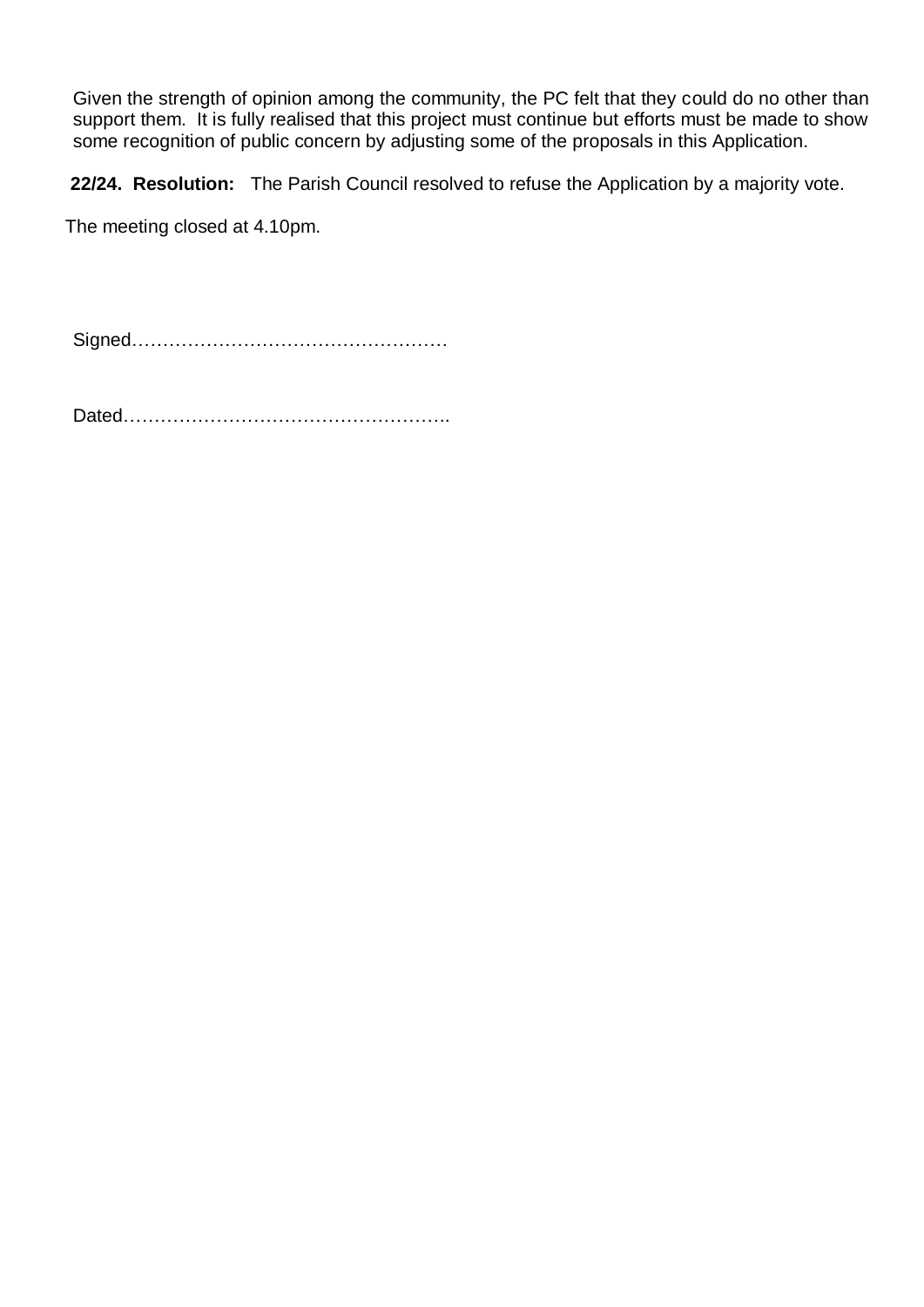Given the strength of opinion among the community, the PC felt that they could do no other than support them. It is fully realised that this project must continue but efforts must be made to show some recognition of public concern by adjusting some of the proposals in this Application.

**22/24. Resolution:** The Parish Council resolved to refuse the Application by a majority vote.

The meeting closed at 4.10pm.

Signed……………………………………………

Dated…………………………………………….